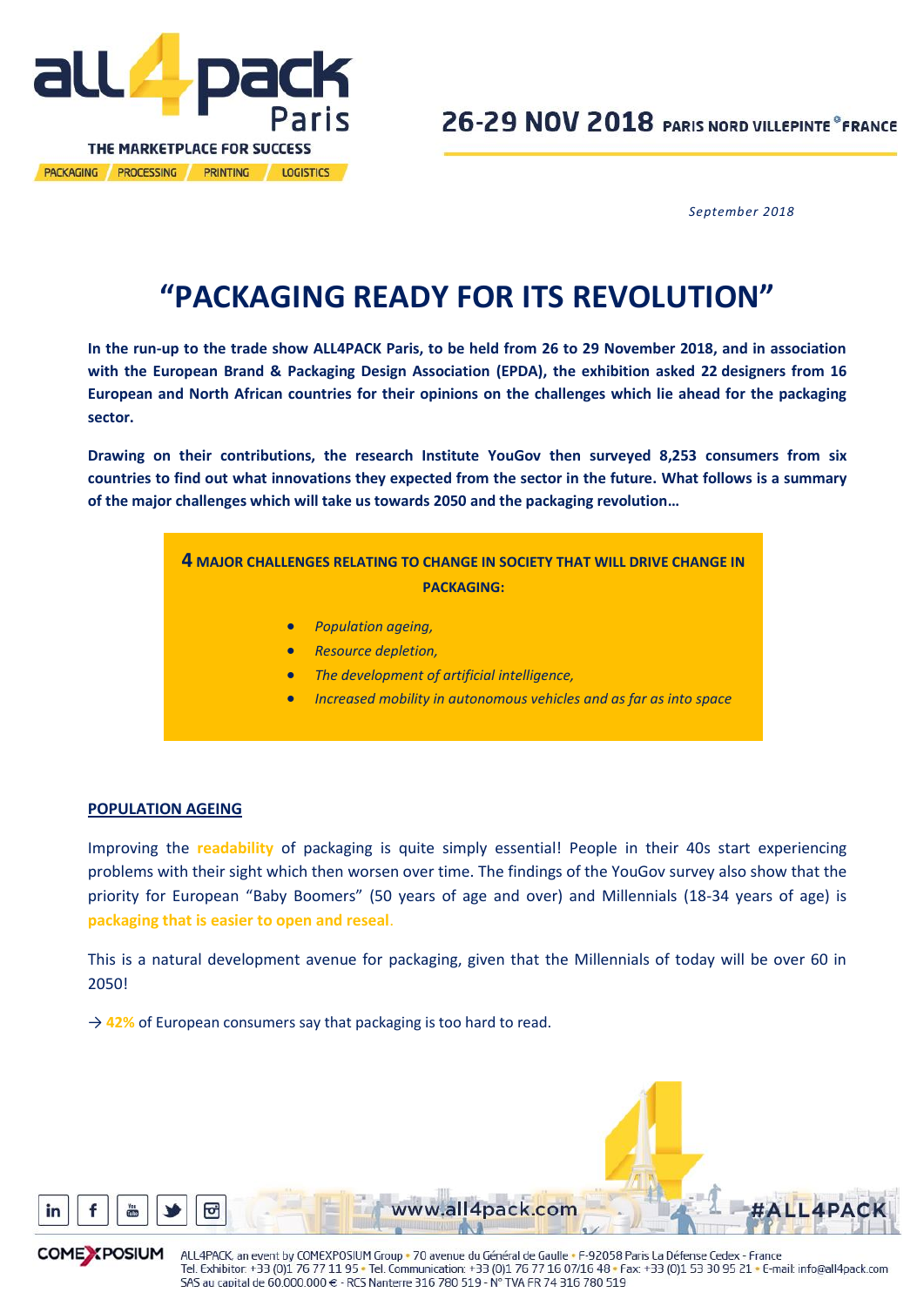# all4pack Paris

THE MARKETPLACE FOR SUCCESS

PACKAGING / PROCESSING / PRINTING / LOGISTICS

**26-29 NOV 2018** PARIS NORD VILLEPINTE FRANCE

*September 2018*

# "PACKAGING READY FOR ITS REVOLUTION"

**In the run-up to the trade show ALL4PACK Paris, to be held from 26 to 29 November 2018, and in association with the European Brand & Packaging Design Association (EPDA), the exhibition asked 22 designers from 16 European and North African countries for their opinions on the challenges which lie ahead for the packaging sector.**

**Drawing on their contributions, the research Institute YouGov then surveyed 8,253 consumers from six countries to find out what innovations they expected from the sector in the future. What follows is a summary of the major challenges which will take us towards 2050 and the packaging revolution…**

**4 MAJOR CHALLENGES RELATING TO CHANGE IN SOCIETY THAT WILL DRIVE CHANGE IN PACKAGING:**

- *Population ageing,*
- *Resource depletion,*
- *The development of artificial intelligence,*
- *Increased mobility in autonomous vehicles and as far as into space*

## POPULATION AGEING

Improving the **readability** of packaging is quite simply essential! People in their 40s start experiencing problems with their sight which then worsen over time. The findings of the YouGov survey also show that the priority for European "Baby Boomers" (50 years of age and over) and Millennials (18-34 years of age) is **packaging that is easier to open and reseal**.

This is a natural development avenue for packaging, given that the Millennials of today will be over 60 in 2050!

→ **42%** of European consumers say that packaging is too hard to read.

www.all4pack.com #ALL4PACK

COMEXPOSIUM

ALL4PACK, an event by COMEXPOSIUM Group • 70 avenue du Général de Gaulle • F-92058 Paris La Défense Cedex - France
Tel. Exhibitor: +33 (0)1 76 77 11 95 • Tel. Communication: +33 (0)1 76 77 16 07/16 48 • Fax: +33 (0)1 53 30 95 21 • E-mail: info@all4pack.com
SAS au capital de 60.000.000 € - RCS Nanterre 316 780 519 - N° TVA FR 74 316 780 519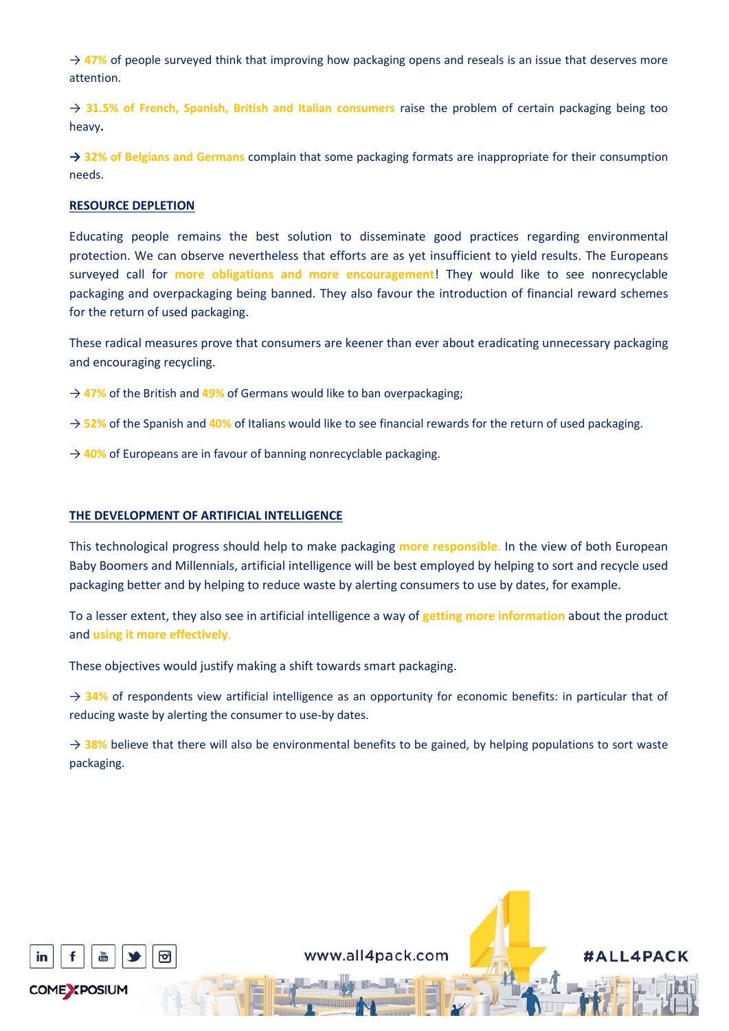→ 47% of people surveyed think that improving how packaging opens and reseals is an issue that deserves more attention.

→ **31.5% of French, Spanish, British and Italian consumers** raise the problem of certain packaging being too heavy**.**

→ **32% of Belgians and Germans** complain that some packaging formats are inappropriate for their consumption needs.

## RESOURCE DEPLETION

Educating people remains the best solution to disseminate good practices regarding environmental protection. We can observe nevertheless that efforts are as yet insufficient to yield results. The Europeans surveyed call for **more obligations and more encouragement**! They would like to see nonrecyclable packaging and overpackaging being banned. They also favour the introduction of financial reward schemes for the return of used packaging.

These radical measures prove that consumers are keener than ever about eradicating unnecessary packaging and encouraging recycling.

→ 47% of the British and 49% of Germans would like to ban overpackaging;

→ 52% of the Spanish and 40% of Italians would like to see financial rewards for the return of used packaging.

→ 40% of Europeans are in favour of banning nonrecyclable packaging.

## THE DEVELOPMENT OF ARTIFICIAL INTELLIGENCE

This technological progress should help to make packaging **more responsible.** In the view of both European Baby Boomers and Millennials, artificial intelligence will be best employed by helping to sort and recycle used packaging better and by helping to reduce waste by alerting consumers to use by dates, for example.

To a lesser extent, they also see in artificial intelligence a way of **getting more information** about the product and **using it more effectively**.

These objectives would justify making a shift towards smart packaging.

→ 34% of respondents view artificial intelligence as an opportunity for economic benefits: in particular that of reducing waste by alerting the consumer to use-by dates.

→ 38% believe that there will also be environmental benefits to be gained, by helping populations to sort waste packaging.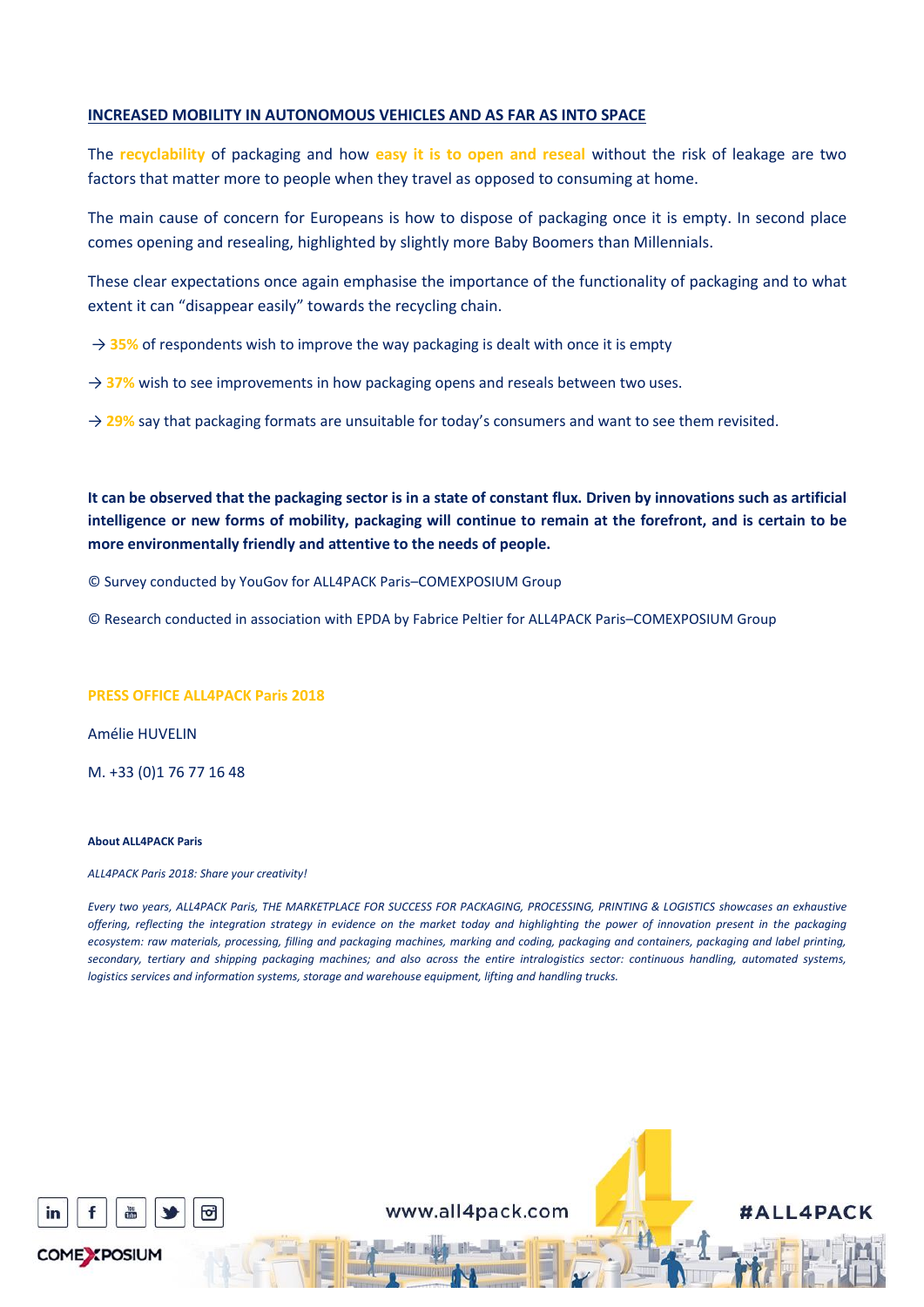## INCREASED MOBILITY IN AUTONOMOUS VEHICLES AND AS FAR AS INTO SPACE

The **recyclability** of packaging and how **easy it is to open and reseal** without the risk of leakage are two factors that matter more to people when they travel as opposed to consuming at home.

The main cause of concern for Europeans is how to dispose of packaging once it is empty. In second place comes opening and resealing, highlighted by slightly more Baby Boomers than Millennials.

These clear expectations once again emphasise the importance of the functionality of packaging and to what extent it can "disappear easily" towards the recycling chain.

→ **35%** of respondents wish to improve the way packaging is dealt with once it is empty

→ **37%** wish to see improvements in how packaging opens and reseals between two uses.

→ **29%** say that packaging formats are unsuitable for today's consumers and want to see them revisited.

**It can be observed that the packaging sector is in a state of constant flux. Driven by innovations such as artificial intelligence or new forms of mobility, packaging will continue to remain at the forefront, and is certain to be more environmentally friendly and attentive to the needs of people.**

© Survey conducted by YouGov for ALL4PACK Paris–COMEXPOSIUM Group

© Research conducted in association with EPDA by Fabrice Peltier for ALL4PACK Paris–COMEXPOSIUM Group

**PRESS OFFICE ALL4PACK Paris 2018**

Amélie HUVELIN

M. +33 (0)1 76 77 16 48

**About ALL4PACK Paris**

*ALL4PACK Paris 2018: Share your creativity!*

*Every two years, ALL4PACK Paris, THE MARKETPLACE FOR SUCCESS FOR PACKAGING, PROCESSING, PRINTING & LOGISTICS showcases an exhaustive offering, reflecting the integration strategy in evidence on the market today and highlighting the power of innovation present in the packaging ecosystem: raw materials, processing, filling and packaging machines, marking and coding, packaging and containers, packaging and label printing, secondary, tertiary and shipping packaging machines; and also across the entire intralogistics sector: continuous handling, automated systems, logistics services and information systems, storage and warehouse equipment, lifting and handling trucks.*

www.all4pack.com

#ALL4PACK

COMEXPOSIUM